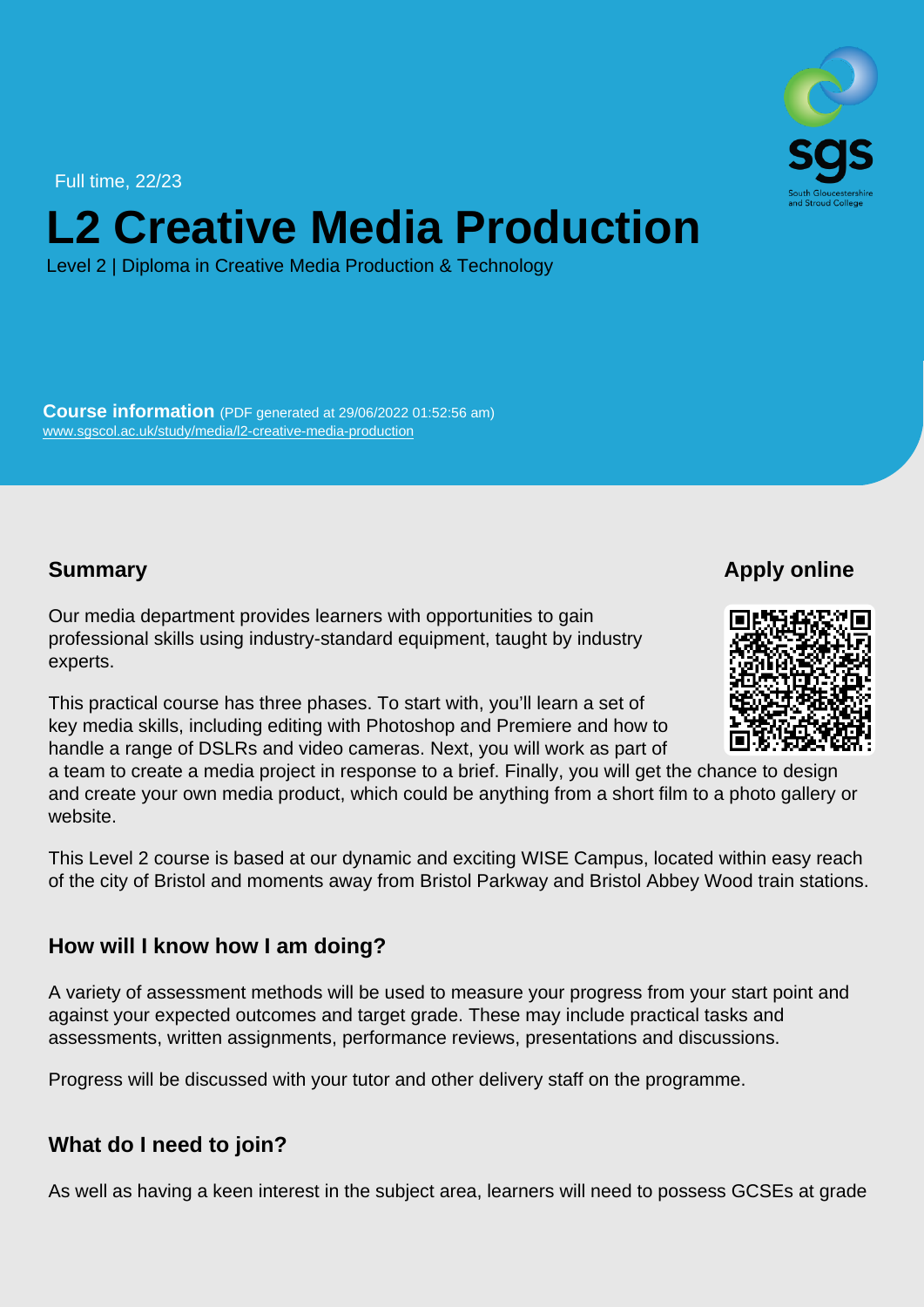Full time, 22/23

# L2 Creative Media Production

Level 2 | Diploma in Creative Media Production & Technology

**Course information** (PDF generated at 29/06/2022 01:52:56 am)
www.sgscol.ac.uk/study/media/l2-creative-media-production

## Summary

Our media department provides learners with opportunities to gain professional skills using industry-standard equipment, taught by industry experts.

This practical course has three phases. To start with, you'll learn a set of key media skills, including editing with Photoshop and Premiere and how to handle a range of DSLRs and video cameras. Next, you will work as part of a team to create a media project in response to a brief. Finally, you will get the chance to design and create your own media product, which could be anything from a short film to a photo gallery or website.

This Level 2 course is based at our dynamic and exciting WISE Campus, located within easy reach of the city of Bristol and moments away from Bristol Parkway and Bristol Abbey Wood train stations.

## Apply online

## How will I know how I am doing?

A variety of assessment methods will be used to measure your progress from your start point and against your expected outcomes and target grade. These may include practical tasks and assessments, written assignments, performance reviews, presentations and discussions.

Progress will be discussed with your tutor and other delivery staff on the programme.

## What do I need to join?

As well as having a keen interest in the subject area, learners will need to possess GCSEs at grade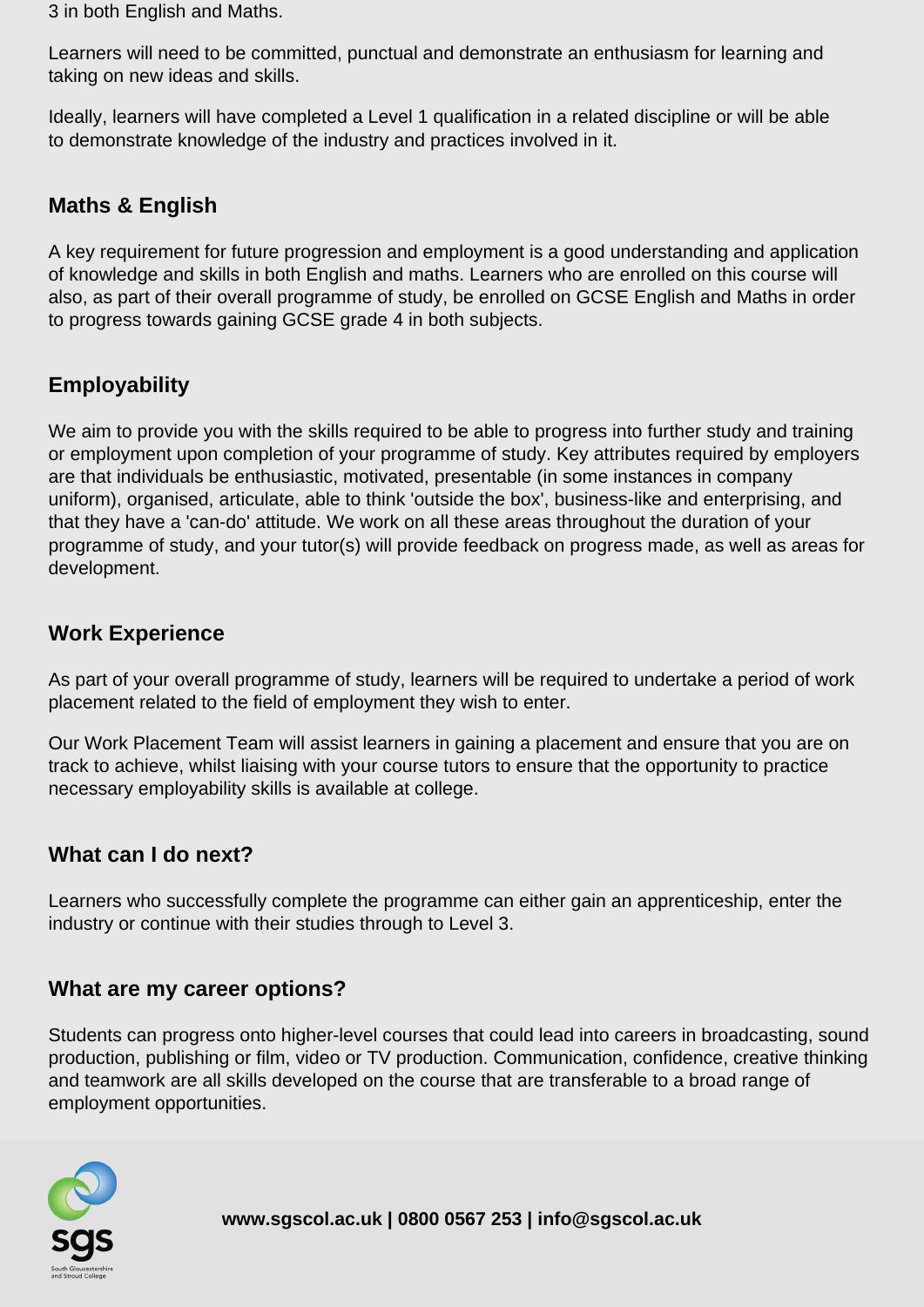3 in both English and Maths.

Learners will need to be committed, punctual and demonstrate an enthusiasm for learning and taking on new ideas and skills.

Ideally, learners will have completed a Level 1 qualification in a related discipline or will be able to demonstrate knowledge of the industry and practices involved in it.

## Maths & English

A key requirement for future progression and employment is a good understanding and application of knowledge and skills in both English and maths. Learners who are enrolled on this course will also, as part of their overall programme of study, be enrolled on GCSE English and Maths in order to progress towards gaining GCSE grade 4 in both subjects.

## Employability

We aim to provide you with the skills required to be able to progress into further study and training or employment upon completion of your programme of study. Key attributes required by employers are that individuals be enthusiastic, motivated, presentable (in some instances in company uniform), organised, articulate, able to think 'outside the box', business-like and enterprising, and that they have a 'can-do' attitude. We work on all these areas throughout the duration of your programme of study, and your tutor(s) will provide feedback on progress made, as well as areas for development.

## Work Experience

As part of your overall programme of study, learners will be required to undertake a period of work placement related to the field of employment they wish to enter.

Our Work Placement Team will assist learners in gaining a placement and ensure that you are on track to achieve, whilst liaising with your course tutors to ensure that the opportunity to practice necessary employability skills is available at college.

## What can I do next?

Learners who successfully complete the programme can either gain an apprenticeship, enter the industry or continue with their studies through to Level 3.

## What are my career options?

Students can progress onto higher-level courses that could lead into careers in broadcasting, sound production, publishing or film, video or TV production. Communication, confidence, creative thinking and teamwork are all skills developed on the course that are transferable to a broad range of employment opportunities.

sgs
South Gloucestershire and Stroud College

**www.sgscol.ac.uk | 0800 0567 253 | info@sgscol.ac.uk**